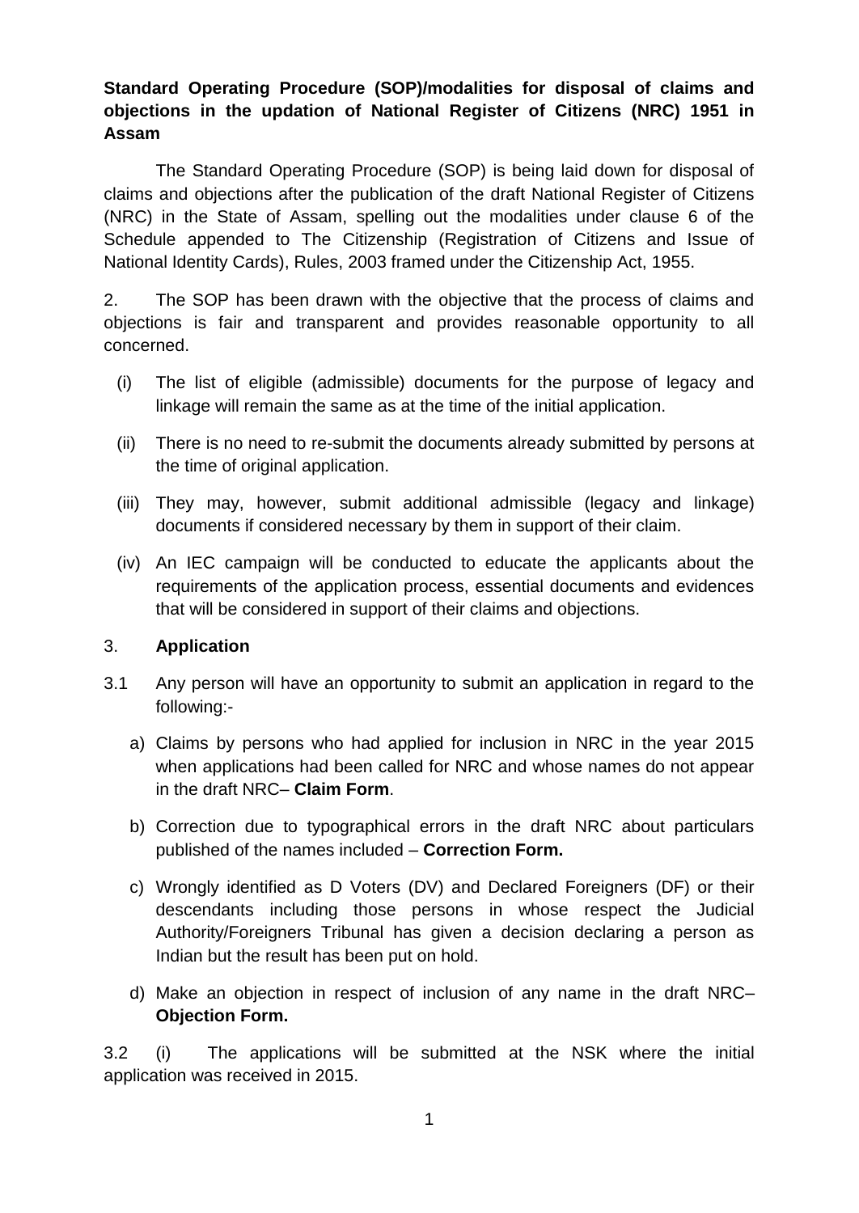**Standard Operating Procedure (SOP)/modalities for disposal of claims and objections in the updation of National Register of Citizens (NRC) 1951 in Assam**

The Standard Operating Procedure (SOP) is being laid down for disposal of claims and objections after the publication of the draft National Register of Citizens (NRC) in the State of Assam, spelling out the modalities under clause 6 of the Schedule appended to The Citizenship (Registration of Citizens and Issue of National Identity Cards), Rules, 2003 framed under the Citizenship Act, 1955.

2. The SOP has been drawn with the objective that the process of claims and objections is fair and transparent and provides reasonable opportunity to all concerned.

(i) The list of eligible (admissible) documents for the purpose of legacy and linkage will remain the same as at the time of the initial application.

(ii) There is no need to re-submit the documents already submitted by persons at the time of original application.

(iii) They may, however, submit additional admissible (legacy and linkage) documents if considered necessary by them in support of their claim.

(iv) An IEC campaign will be conducted to educate the applicants about the requirements of the application process, essential documents and evidences that will be considered in support of their claims and objections.

3. **Application**

3.1 Any person will have an opportunity to submit an application in regard to the following:-

a) Claims by persons who had applied for inclusion in NRC in the year 2015 when applications had been called for NRC and whose names do not appear in the draft NRC– **Claim Form**.

b) Correction due to typographical errors in the draft NRC about particulars published of the names included – **Correction Form.**

c) Wrongly identified as D Voters (DV) and Declared Foreigners (DF) or their descendants including those persons in whose respect the Judicial Authority/Foreigners Tribunal has given a decision declaring a person as Indian but the result has been put on hold.

d) Make an objection in respect of inclusion of any name in the draft NRC– **Objection Form.**

3.2 (i) The applications will be submitted at the NSK where the initial application was received in 2015.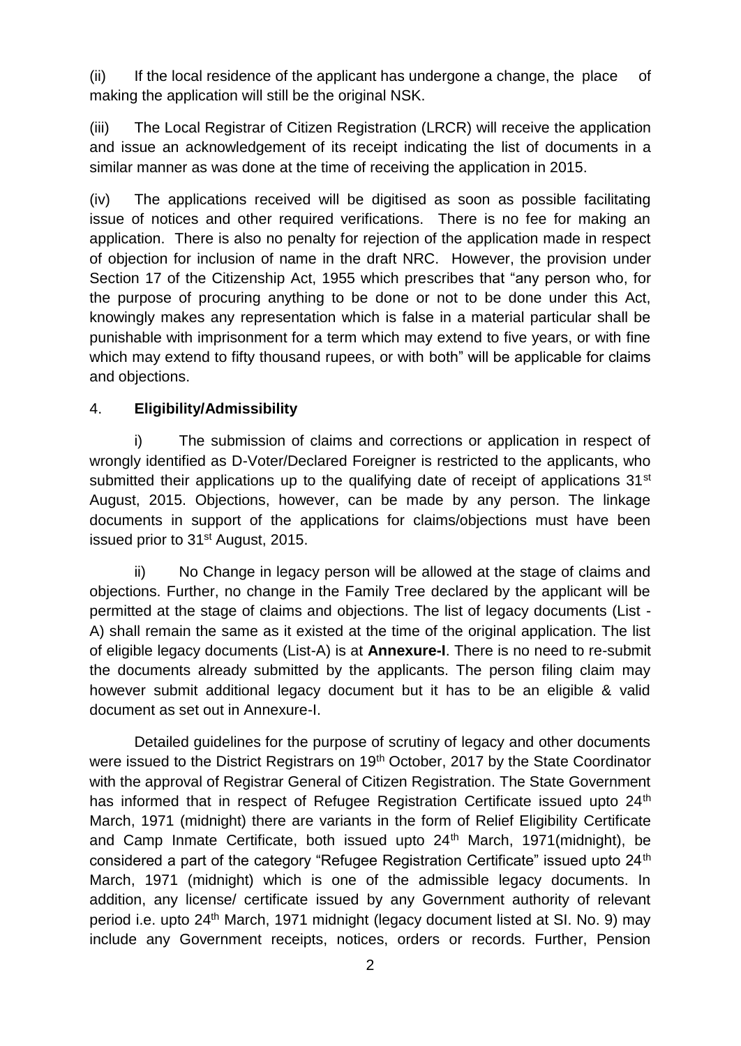(ii) If the local residence of the applicant has undergone a change, the place of making the application will still be the original NSK.

(iii) The Local Registrar of Citizen Registration (LRCR) will receive the application and issue an acknowledgement of its receipt indicating the list of documents in a similar manner as was done at the time of receiving the application in 2015.

(iv) The applications received will be digitised as soon as possible facilitating issue of notices and other required verifications. There is no fee for making an application. There is also no penalty for rejection of the application made in respect of objection for inclusion of name in the draft NRC. However, the provision under Section 17 of the Citizenship Act, 1955 which prescribes that "any person who, for the purpose of procuring anything to be done or not to be done under this Act, knowingly makes any representation which is false in a material particular shall be punishable with imprisonment for a term which may extend to five years, or with fine which may extend to fifty thousand rupees, or with both" will be applicable for claims and objections.

4. **Eligibility/Admissibility**

i) The submission of claims and corrections or application in respect of wrongly identified as D-Voter/Declared Foreigner is restricted to the applicants, who submitted their applications up to the qualifying date of receipt of applications 31st August, 2015. Objections, however, can be made by any person. The linkage documents in support of the applications for claims/objections must have been issued prior to 31st August, 2015.

ii) No Change in legacy person will be allowed at the stage of claims and objections. Further, no change in the Family Tree declared by the applicant will be permitted at the stage of claims and objections. The list of legacy documents (List - A) shall remain the same as it existed at the time of the original application. The list of eligible legacy documents (List-A) is at **Annexure-I**. There is no need to re-submit the documents already submitted by the applicants. The person filing claim may however submit additional legacy document but it has to be an eligible & valid document as set out in Annexure-I.

Detailed guidelines for the purpose of scrutiny of legacy and other documents were issued to the District Registrars on 19th October, 2017 by the State Coordinator with the approval of Registrar General of Citizen Registration. The State Government has informed that in respect of Refugee Registration Certificate issued upto 24th March, 1971 (midnight) there are variants in the form of Relief Eligibility Certificate and Camp Inmate Certificate, both issued upto 24th March, 1971(midnight), be considered a part of the category "Refugee Registration Certificate" issued upto 24th March, 1971 (midnight) which is one of the admissible legacy documents. In addition, any license/ certificate issued by any Government authority of relevant period i.e. upto 24th March, 1971 midnight (legacy document listed at Sl. No. 9) may include any Government receipts, notices, orders or records. Further, Pension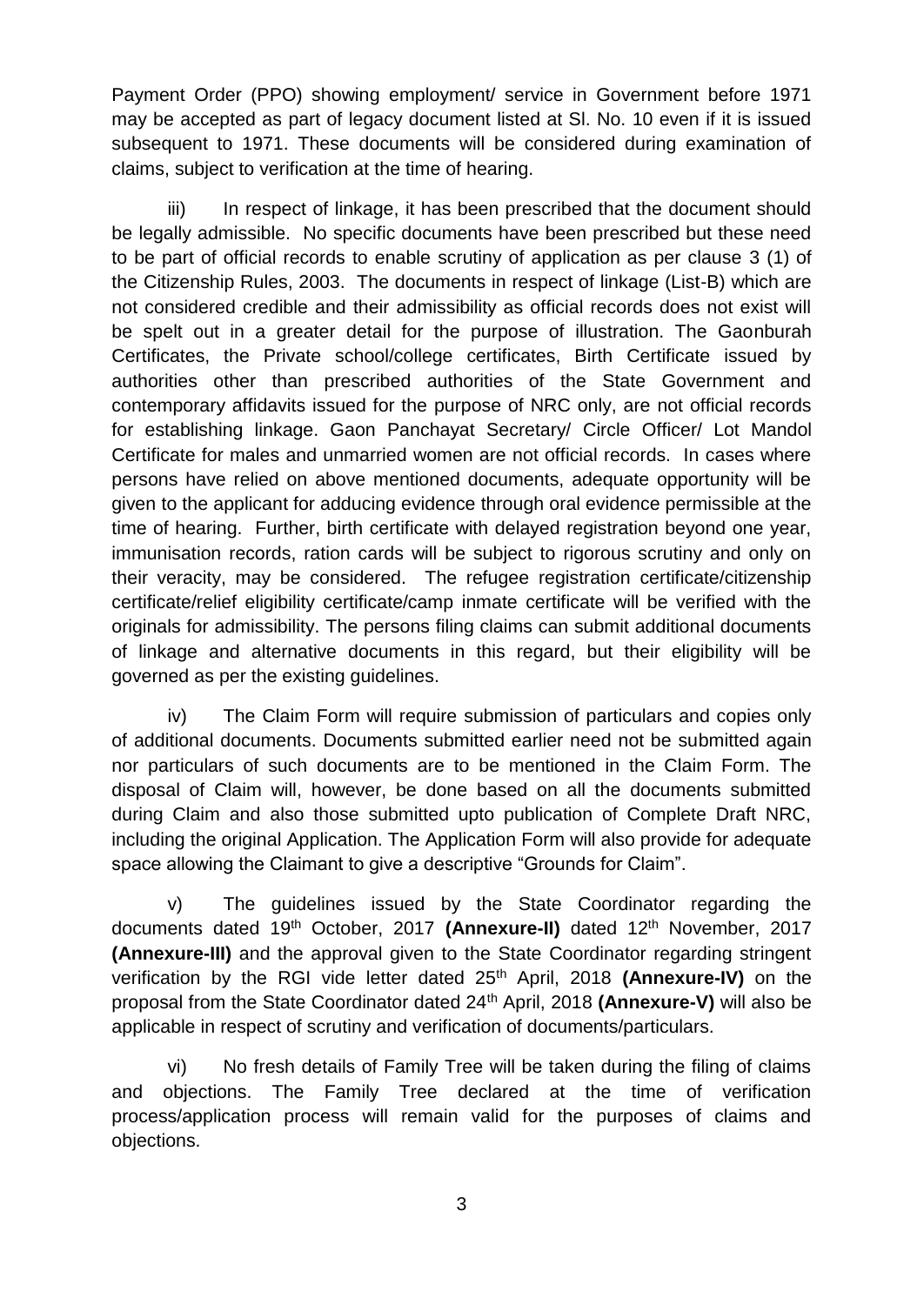Payment Order (PPO) showing employment/ service in Government before 1971 may be accepted as part of legacy document listed at Sl. No. 10 even if it is issued subsequent to 1971. These documents will be considered during examination of claims, subject to verification at the time of hearing.

iii) In respect of linkage, it has been prescribed that the document should be legally admissible. No specific documents have been prescribed but these need to be part of official records to enable scrutiny of application as per clause 3 (1) of the Citizenship Rules, 2003. The documents in respect of linkage (List-B) which are not considered credible and their admissibility as official records does not exist will be spelt out in a greater detail for the purpose of illustration. The Gaonburah Certificates, the Private school/college certificates, Birth Certificate issued by authorities other than prescribed authorities of the State Government and contemporary affidavits issued for the purpose of NRC only, are not official records for establishing linkage. Gaon Panchayat Secretary/ Circle Officer/ Lot Mandol Certificate for males and unmarried women are not official records. In cases where persons have relied on above mentioned documents, adequate opportunity will be given to the applicant for adducing evidence through oral evidence permissible at the time of hearing. Further, birth certificate with delayed registration beyond one year, immunisation records, ration cards will be subject to rigorous scrutiny and only on their veracity, may be considered. The refugee registration certificate/citizenship certificate/relief eligibility certificate/camp inmate certificate will be verified with the originals for admissibility. The persons filing claims can submit additional documents of linkage and alternative documents in this regard, but their eligibility will be governed as per the existing guidelines.

iv) The Claim Form will require submission of particulars and copies only of additional documents. Documents submitted earlier need not be submitted again nor particulars of such documents are to be mentioned in the Claim Form. The disposal of Claim will, however, be done based on all the documents submitted during Claim and also those submitted upto publication of Complete Draft NRC, including the original Application. The Application Form will also provide for adequate space allowing the Claimant to give a descriptive "Grounds for Claim".

v) The guidelines issued by the State Coordinator regarding the documents dated 19th October, 2017 **(Annexure-II)** dated 12th November, 2017 **(Annexure-III)** and the approval given to the State Coordinator regarding stringent verification by the RGI vide letter dated 25th April, 2018 **(Annexure-IV)** on the proposal from the State Coordinator dated 24th April, 2018 **(Annexure-V)** will also be applicable in respect of scrutiny and verification of documents/particulars.

vi) No fresh details of Family Tree will be taken during the filing of claims and objections. The Family Tree declared at the time of verification process/application process will remain valid for the purposes of claims and objections.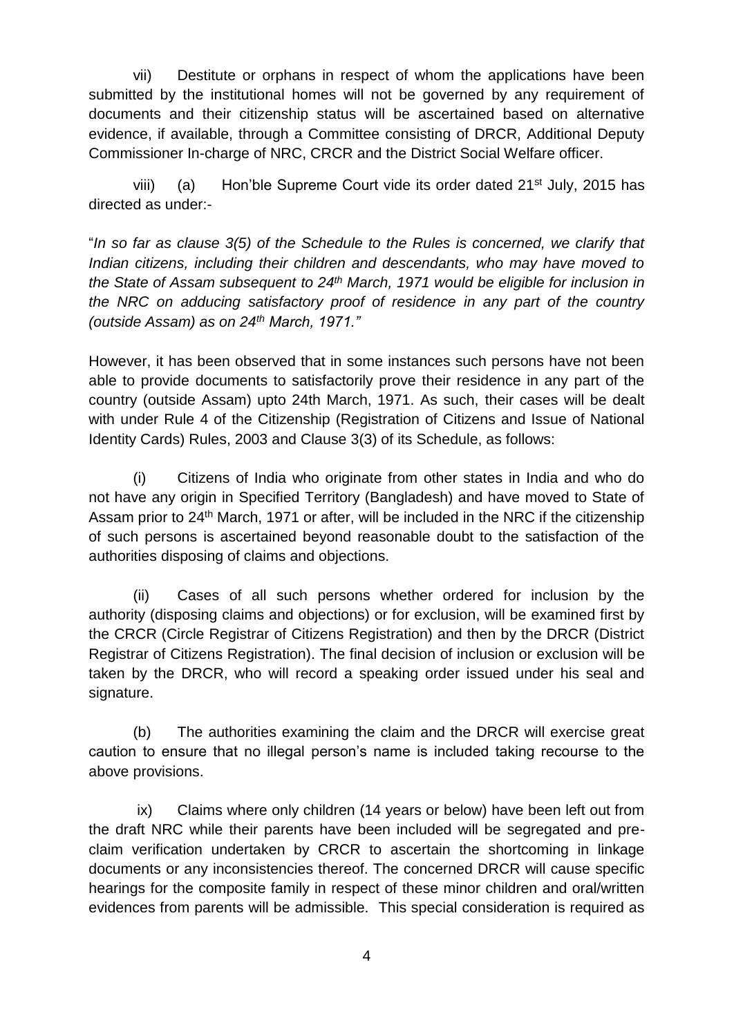vii) Destitute or orphans in respect of whom the applications have been submitted by the institutional homes will not be governed by any requirement of documents and their citizenship status will be ascertained based on alternative evidence, if available, through a Committee consisting of DRCR, Additional Deputy Commissioner In-charge of NRC, CRCR and the District Social Welfare officer.

viii) (a) Hon'ble Supreme Court vide its order dated 21st July, 2015 has directed as under:-

"*In so far as clause 3(5) of the Schedule to the Rules is concerned, we clarify that Indian citizens, including their children and descendants, who may have moved to the State of Assam subsequent to 24th March, 1971 would be eligible for inclusion in the NRC on adducing satisfactory proof of residence in any part of the country (outside Assam) as on 24th March, 1971.*"

However, it has been observed that in some instances such persons have not been able to provide documents to satisfactorily prove their residence in any part of the country (outside Assam) upto 24th March, 1971. As such, their cases will be dealt with under Rule 4 of the Citizenship (Registration of Citizens and Issue of National Identity Cards) Rules, 2003 and Clause 3(3) of its Schedule, as follows:

(i) Citizens of India who originate from other states in India and who do not have any origin in Specified Territory (Bangladesh) and have moved to State of Assam prior to 24th March, 1971 or after, will be included in the NRC if the citizenship of such persons is ascertained beyond reasonable doubt to the satisfaction of the authorities disposing of claims and objections.

(ii) Cases of all such persons whether ordered for inclusion by the authority (disposing claims and objections) or for exclusion, will be examined first by the CRCR (Circle Registrar of Citizens Registration) and then by the DRCR (District Registrar of Citizens Registration). The final decision of inclusion or exclusion will be taken by the DRCR, who will record a speaking order issued under his seal and signature.

(b) The authorities examining the claim and the DRCR will exercise great caution to ensure that no illegal person's name is included taking recourse to the above provisions.

ix) Claims where only children (14 years or below) have been left out from the draft NRC while their parents have been included will be segregated and pre-claim verification undertaken by CRCR to ascertain the shortcoming in linkage documents or any inconsistencies thereof. The concerned DRCR will cause specific hearings for the composite family in respect of these minor children and oral/written evidences from parents will be admissible. This special consideration is required as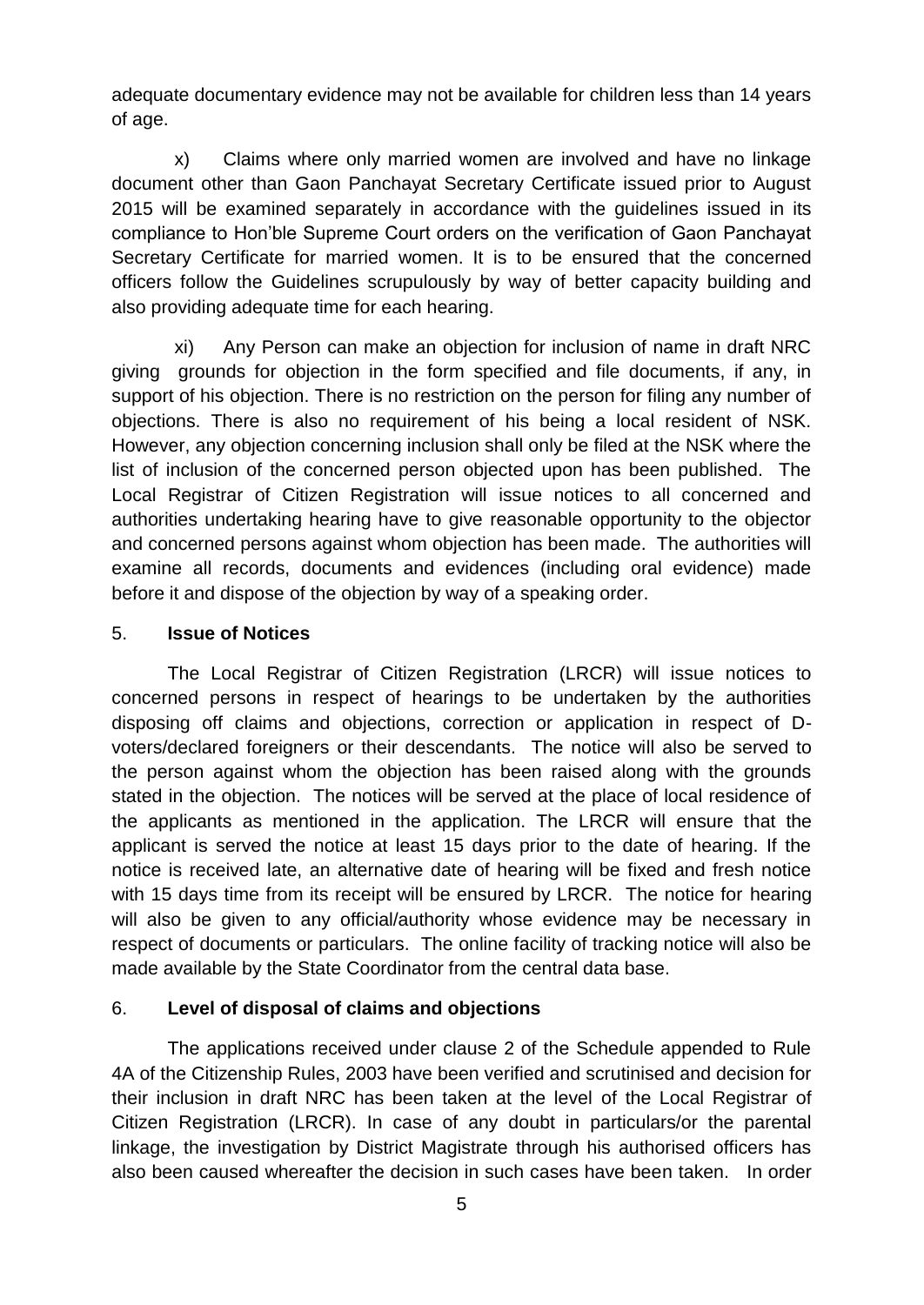adequate documentary evidence may not be available for children less than 14 years of age.

x) Claims where only married women are involved and have no linkage document other than Gaon Panchayat Secretary Certificate issued prior to August 2015 will be examined separately in accordance with the guidelines issued in its compliance to Hon'ble Supreme Court orders on the verification of Gaon Panchayat Secretary Certificate for married women. It is to be ensured that the concerned officers follow the Guidelines scrupulously by way of better capacity building and also providing adequate time for each hearing.

xi) Any Person can make an objection for inclusion of name in draft NRC giving grounds for objection in the form specified and file documents, if any, in support of his objection. There is no restriction on the person for filing any number of objections. There is also no requirement of his being a local resident of NSK. However, any objection concerning inclusion shall only be filed at the NSK where the list of inclusion of the concerned person objected upon has been published. The Local Registrar of Citizen Registration will issue notices to all concerned and authorities undertaking hearing have to give reasonable opportunity to the objector and concerned persons against whom objection has been made. The authorities will examine all records, documents and evidences (including oral evidence) made before it and dispose of the objection by way of a speaking order.

5. **Issue of Notices**

The Local Registrar of Citizen Registration (LRCR) will issue notices to concerned persons in respect of hearings to be undertaken by the authorities disposing off claims and objections, correction or application in respect of D-voters/declared foreigners or their descendants. The notice will also be served to the person against whom the objection has been raised along with the grounds stated in the objection. The notices will be served at the place of local residence of the applicants as mentioned in the application. The LRCR will ensure that the applicant is served the notice at least 15 days prior to the date of hearing. If the notice is received late, an alternative date of hearing will be fixed and fresh notice with 15 days time from its receipt will be ensured by LRCR. The notice for hearing will also be given to any official/authority whose evidence may be necessary in respect of documents or particulars. The online facility of tracking notice will also be made available by the State Coordinator from the central data base.

6. **Level of disposal of claims and objections**

The applications received under clause 2 of the Schedule appended to Rule 4A of the Citizenship Rules, 2003 have been verified and scrutinised and decision for their inclusion in draft NRC has been taken at the level of the Local Registrar of Citizen Registration (LRCR). In case of any doubt in particulars/or the parental linkage, the investigation by District Magistrate through his authorised officers has also been caused whereafter the decision in such cases have been taken. In order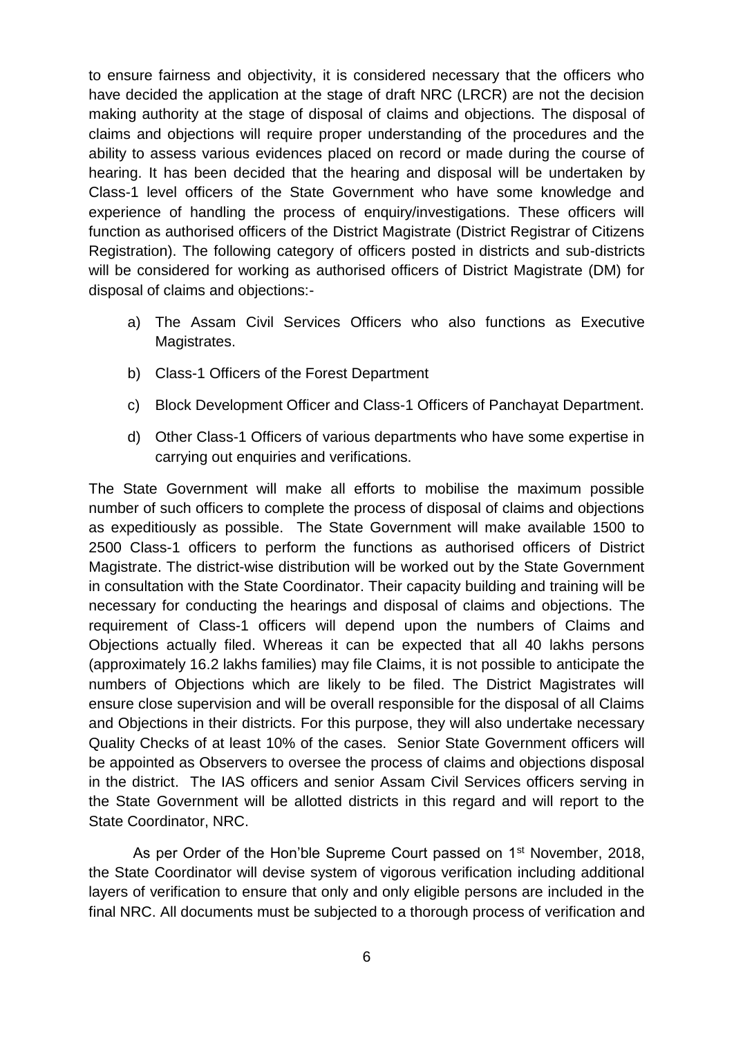to ensure fairness and objectivity, it is considered necessary that the officers who have decided the application at the stage of draft NRC (LRCR) are not the decision making authority at the stage of disposal of claims and objections. The disposal of claims and objections will require proper understanding of the procedures and the ability to assess various evidences placed on record or made during the course of hearing. It has been decided that the hearing and disposal will be undertaken by Class-1 level officers of the State Government who have some knowledge and experience of handling the process of enquiry/investigations. These officers will function as authorised officers of the District Magistrate (District Registrar of Citizens Registration). The following category of officers posted in districts and sub-districts will be considered for working as authorised officers of District Magistrate (DM) for disposal of claims and objections:-

a) The Assam Civil Services Officers who also functions as Executive Magistrates.

b) Class-1 Officers of the Forest Department

c) Block Development Officer and Class-1 Officers of Panchayat Department.

d) Other Class-1 Officers of various departments who have some expertise in carrying out enquiries and verifications.

The State Government will make all efforts to mobilise the maximum possible number of such officers to complete the process of disposal of claims and objections as expeditiously as possible. The State Government will make available 1500 to 2500 Class-1 officers to perform the functions as authorised officers of District Magistrate. The district-wise distribution will be worked out by the State Government in consultation with the State Coordinator. Their capacity building and training will be necessary for conducting the hearings and disposal of claims and objections. The requirement of Class-1 officers will depend upon the numbers of Claims and Objections actually filed. Whereas it can be expected that all 40 lakhs persons (approximately 16.2 lakhs families) may file Claims, it is not possible to anticipate the numbers of Objections which are likely to be filed. The District Magistrates will ensure close supervision and will be overall responsible for the disposal of all Claims and Objections in their districts. For this purpose, they will also undertake necessary Quality Checks of at least 10% of the cases. Senior State Government officers will be appointed as Observers to oversee the process of claims and objections disposal in the district. The IAS officers and senior Assam Civil Services officers serving in the State Government will be allotted districts in this regard and will report to the State Coordinator, NRC.

As per Order of the Hon'ble Supreme Court passed on 1st November, 2018, the State Coordinator will devise system of vigorous verification including additional layers of verification to ensure that only and only eligible persons are included in the final NRC. All documents must be subjected to a thorough process of verification and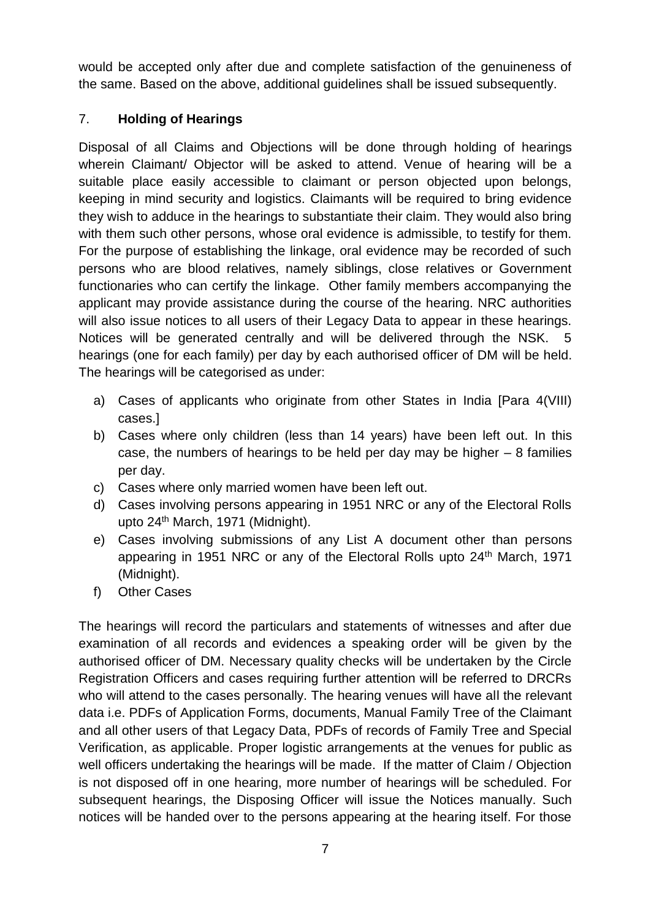would be accepted only after due and complete satisfaction of the genuineness of the same. Based on the above, additional guidelines shall be issued subsequently.

## 7. **Holding of Hearings**

Disposal of all Claims and Objections will be done through holding of hearings wherein Claimant/ Objector will be asked to attend. Venue of hearing will be a suitable place easily accessible to claimant or person objected upon belongs, keeping in mind security and logistics. Claimants will be required to bring evidence they wish to adduce in the hearings to substantiate their claim. They would also bring with them such other persons, whose oral evidence is admissible, to testify for them. For the purpose of establishing the linkage, oral evidence may be recorded of such persons who are blood relatives, namely siblings, close relatives or Government functionaries who can certify the linkage. Other family members accompanying the applicant may provide assistance during the course of the hearing. NRC authorities will also issue notices to all users of their Legacy Data to appear in these hearings. Notices will be generated centrally and will be delivered through the NSK. 5 hearings (one for each family) per day by each authorised officer of DM will be held. The hearings will be categorised as under:

a) Cases of applicants who originate from other States in India [Para 4(VIII) cases.]
b) Cases where only children (less than 14 years) have been left out. In this case, the numbers of hearings to be held per day may be higher – 8 families per day.
c) Cases where only married women have been left out.
d) Cases involving persons appearing in 1951 NRC or any of the Electoral Rolls upto 24th March, 1971 (Midnight).
e) Cases involving submissions of any List A document other than persons appearing in 1951 NRC or any of the Electoral Rolls upto 24th March, 1971 (Midnight).
f) Other Cases

The hearings will record the particulars and statements of witnesses and after due examination of all records and evidences a speaking order will be given by the authorised officer of DM. Necessary quality checks will be undertaken by the Circle Registration Officers and cases requiring further attention will be referred to DRCRs who will attend to the cases personally. The hearing venues will have all the relevant data i.e. PDFs of Application Forms, documents, Manual Family Tree of the Claimant and all other users of that Legacy Data, PDFs of records of Family Tree and Special Verification, as applicable. Proper logistic arrangements at the venues for public as well officers undertaking the hearings will be made. If the matter of Claim / Objection is not disposed off in one hearing, more number of hearings will be scheduled. For subsequent hearings, the Disposing Officer will issue the Notices manually. Such notices will be handed over to the persons appearing at the hearing itself. For those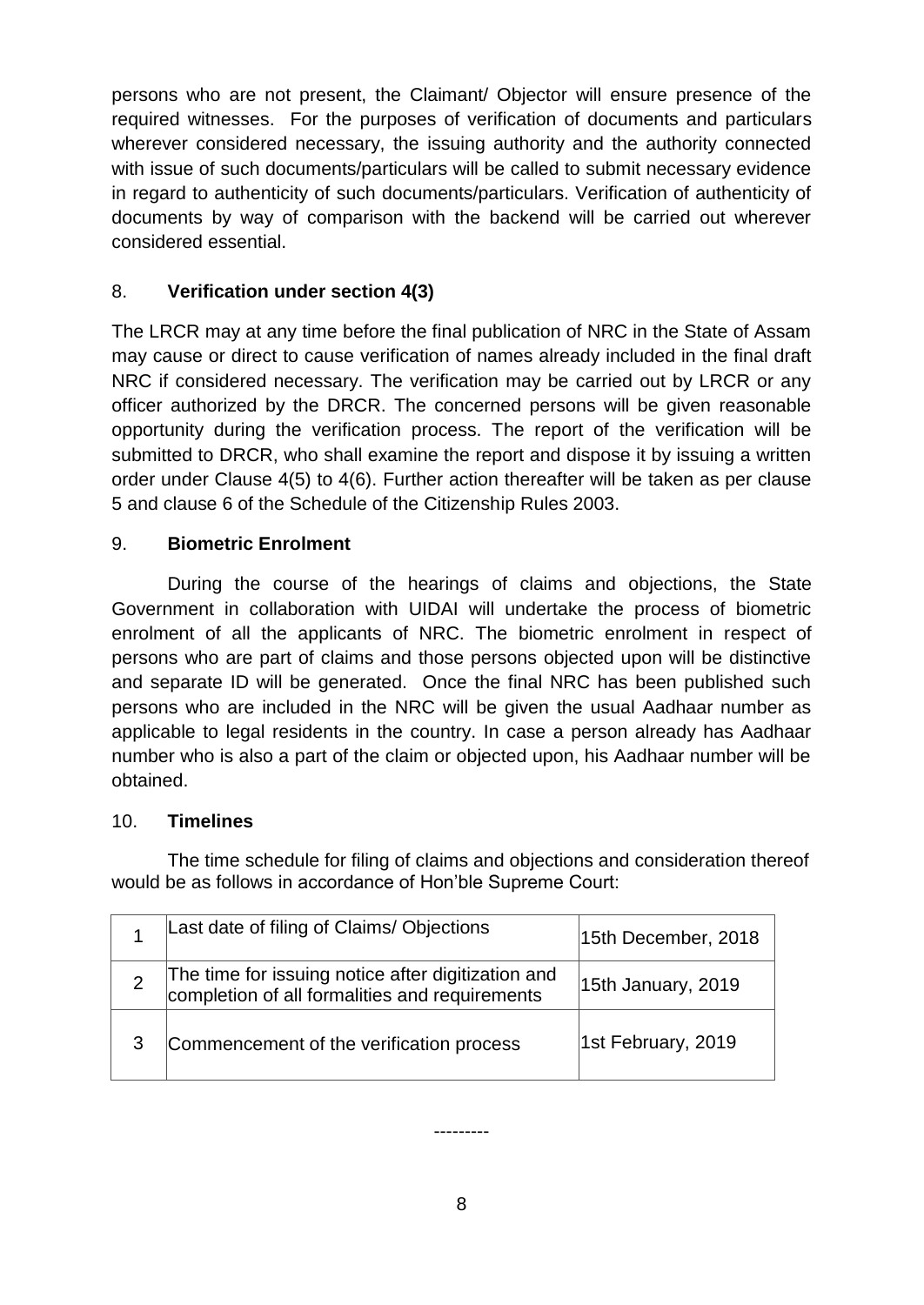persons who are not present, the Claimant/ Objector will ensure presence of the required witnesses. For the purposes of verification of documents and particulars wherever considered necessary, the issuing authority and the authority connected with issue of such documents/particulars will be called to submit necessary evidence in regard to authenticity of such documents/particulars. Verification of authenticity of documents by way of comparison with the backend will be carried out wherever considered essential.

## 8. **Verification under section 4(3)**

The LRCR may at any time before the final publication of NRC in the State of Assam may cause or direct to cause verification of names already included in the final draft NRC if considered necessary. The verification may be carried out by LRCR or any officer authorized by the DRCR. The concerned persons will be given reasonable opportunity during the verification process. The report of the verification will be submitted to DRCR, who shall examine the report and dispose it by issuing a written order under Clause 4(5) to 4(6). Further action thereafter will be taken as per clause 5 and clause 6 of the Schedule of the Citizenship Rules 2003.

## 9. **Biometric Enrolment**

During the course of the hearings of claims and objections, the State Government in collaboration with UIDAI will undertake the process of biometric enrolment of all the applicants of NRC. The biometric enrolment in respect of persons who are part of claims and those persons objected upon will be distinctive and separate ID will be generated. Once the final NRC has been published such persons who are included in the NRC will be given the usual Aadhaar number as applicable to legal residents in the country. In case a person already has Aadhaar number who is also a part of the claim or objected upon, his Aadhaar number will be obtained.

## 10. **Timelines**

The time schedule for filing of claims and objections and consideration thereof would be as follows in accordance of Hon'ble Supreme Court:

| | | |
|---|---|---|
| 1 | Last date of filing of Claims/ Objections | 15th December, 2018 |
| 2 | The time for issuing notice after digitization and completion of all formalities and requirements | 15th January, 2019 |
| 3 | Commencement of the verification process | 1st February, 2019 |

---------